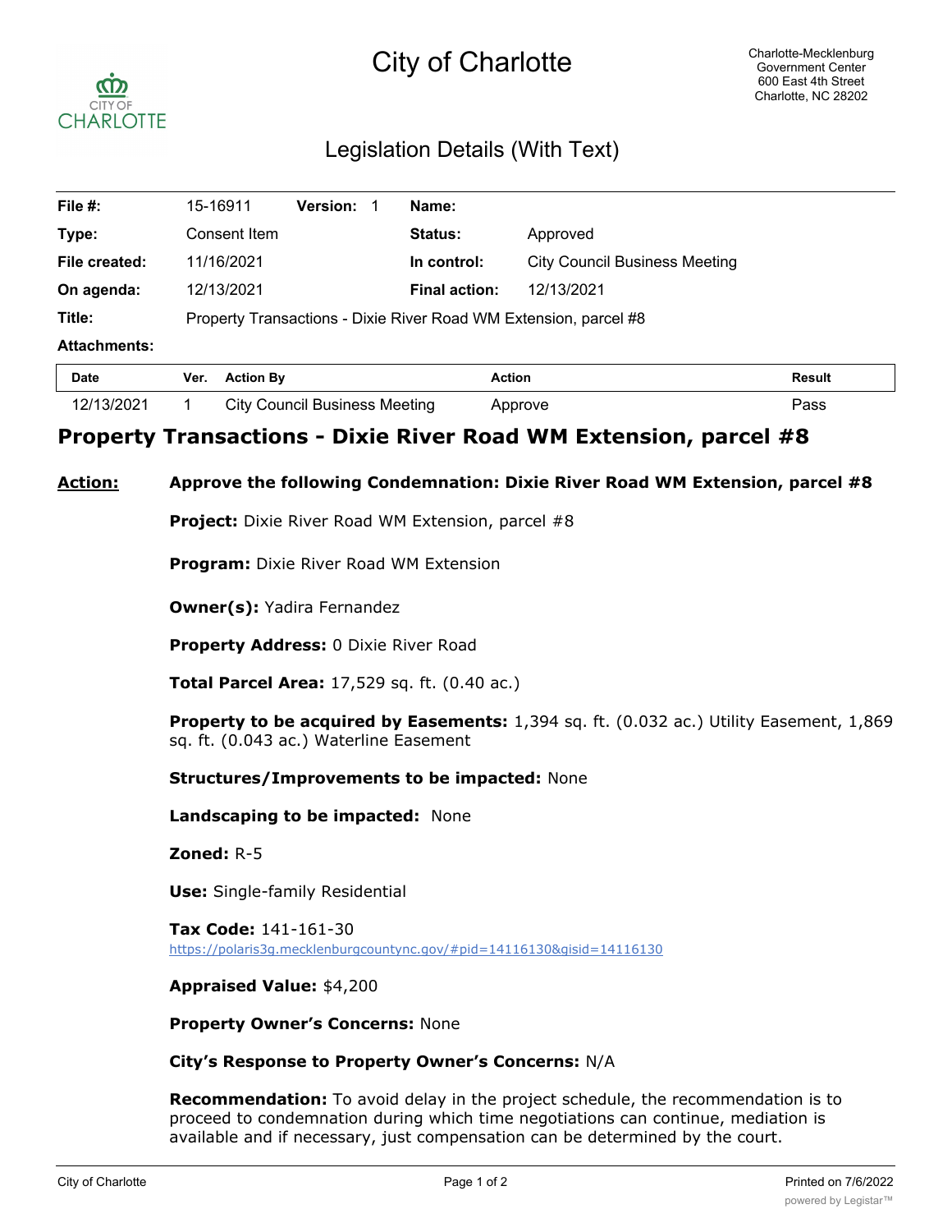# City of Charlotte

Charlotte-Mecklenburg Government Center
600 East 4th Street
Charlotte, NC 28202

## Legislation Details (With Text)

| | | | |
|---|---|---|---|
| **File #:** | 15-16911 **Version:** 1 | **Name:** | |
| **Type:** | Consent Item | **Status:** | Approved |
| **File created:** | 11/16/2021 | **In control:** | City Council Business Meeting |
| **On agenda:** | 12/13/2021 | **Final action:** | 12/13/2021 |
| **Title:** | Property Transactions - Dixie River Road WM Extension, parcel #8 | | |
| **Attachments:** | | | |

| Date | Ver. | Action By | Action | Result |
|---|---|---|---|---|
| 12/13/2021 | 1 | City Council Business Meeting | Approve | Pass |

## Property Transactions - Dixie River Road WM Extension, parcel #8

**Action:** **Approve the following Condemnation: Dixie River Road WM Extension, parcel #8**

**Project:** Dixie River Road WM Extension, parcel #8

**Program:** Dixie River Road WM Extension

**Owner(s):** Yadira Fernandez

**Property Address:** 0 Dixie River Road

**Total Parcel Area:** 17,529 sq. ft. (0.40 ac.)

**Property to be acquired by Easements:** 1,394 sq. ft. (0.032 ac.) Utility Easement, 1,869 sq. ft. (0.043 ac.) Waterline Easement

**Structures/Improvements to be impacted:** None

**Landscaping to be impacted:** None

**Zoned:** R-5

**Use:** Single-family Residential

**Tax Code:** 141-161-30
https://polaris3g.mecklenburgcountync.gov/#pid=14116130&gisid=14116130

**Appraised Value:** $4,200

**Property Owner's Concerns:** None

**City's Response to Property Owner's Concerns:** N/A

**Recommendation:** To avoid delay in the project schedule, the recommendation is to proceed to condemnation during which time negotiations can continue, mediation is available and if necessary, just compensation can be determined by the court.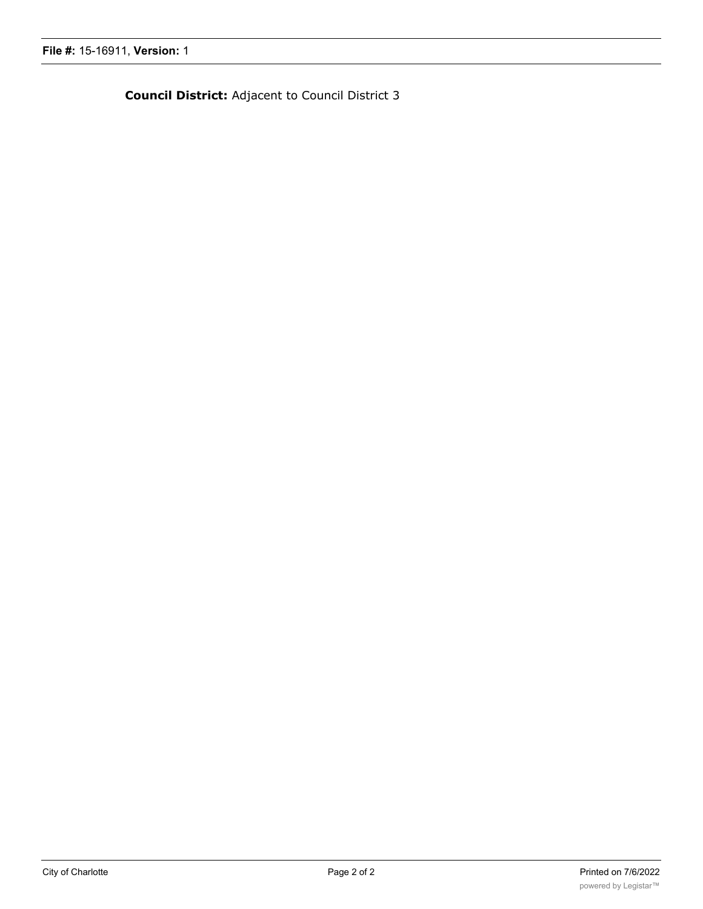**Council District:** Adjacent to Council District 3